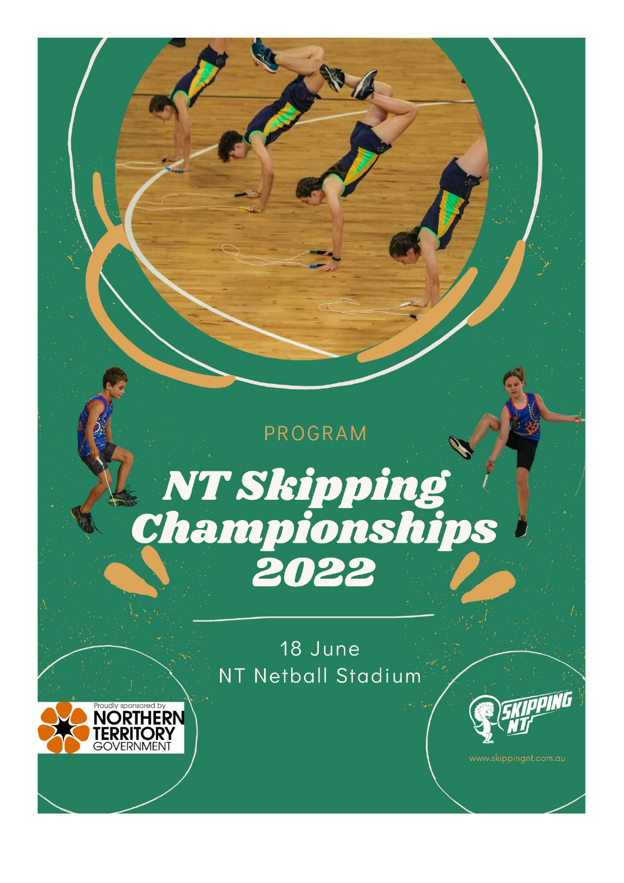PROGRAM

# NT Skipping Championships 2022

18 June
NT Netball Stadium

Proudly sponsored by NORTHERN TERRITORY GOVERNMENT

SKIPPING NT

www.skippingnt.com.au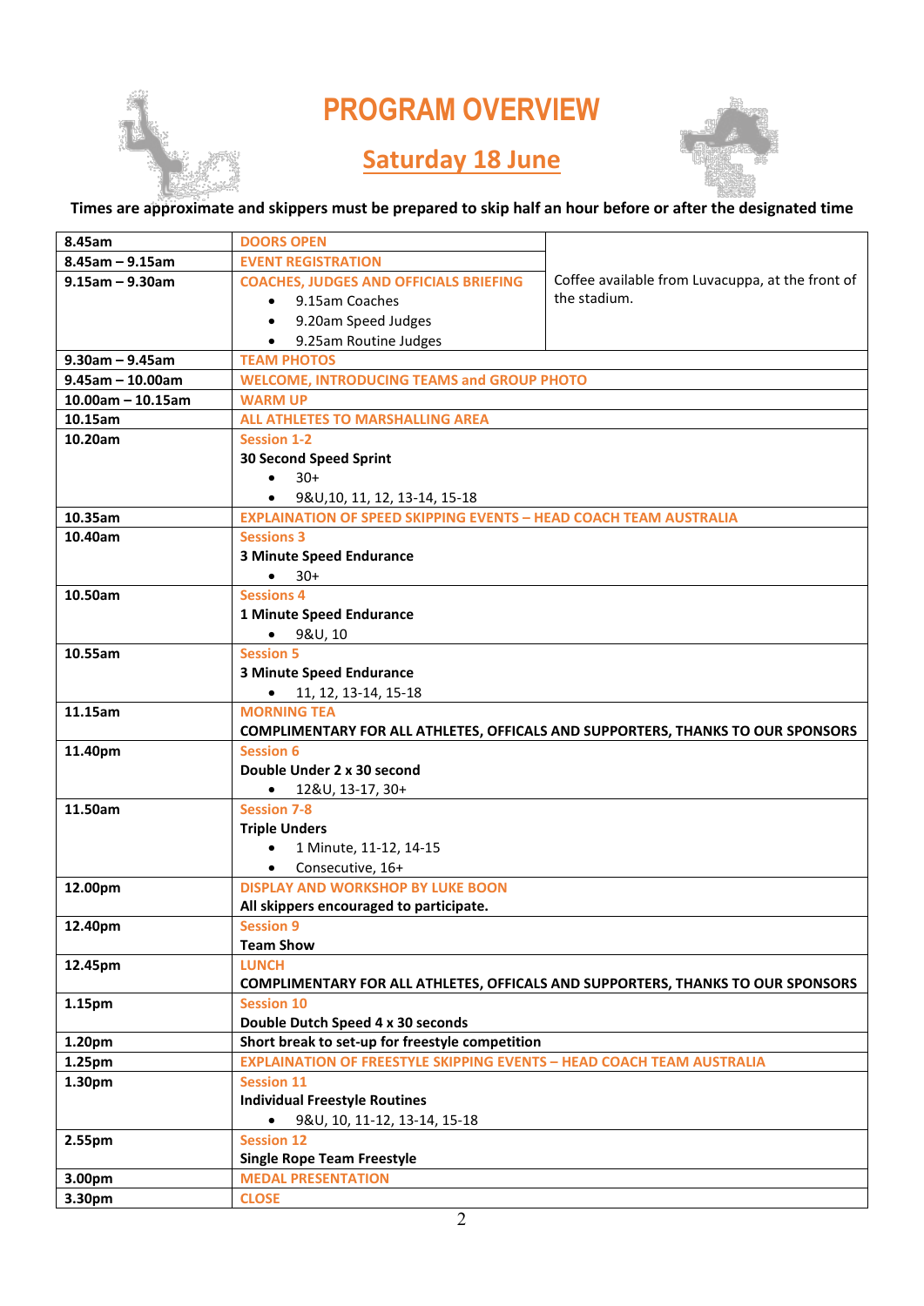# PROGRAM OVERVIEW

## Saturday 18 June

**Times are approximate and skippers must be prepared to skip half an hour before or after the designated time**

| Time | Event | |
|---|---|---|
| **8.45am** | DOORS OPEN | Coffee available from Luvacuppa, at the front of the stadium. |
| **8.45am – 9.15am** | EVENT REGISTRATION | |
| **9.15am – 9.30am** | COACHES, JUDGES AND OFFICIALS BRIEFING<br>• 9.15am Coaches<br>• 9.20am Speed Judges<br>• 9.25am Routine Judges | |
| **9.30am – 9.45am** | TEAM PHOTOS | |
| **9.45am – 10.00am** | WELCOME, INTRODUCING TEAMS and GROUP PHOTO | |
| **10.00am – 10.15am** | WARM UP | |
| **10.15am** | ALL ATHLETES TO MARSHALLING AREA | |
| **10.20am** | Session 1-2<br>**30 Second Speed Sprint**<br>• 30+<br>• 9&U,10, 11, 12, 13-14, 15-18 | |
| **10.35am** | EXPLAINATION OF SPEED SKIPPING EVENTS – HEAD COACH TEAM AUSTRALIA | |
| **10.40am** | Sessions 3<br>**3 Minute Speed Endurance**<br>• 30+ | |
| **10.50am** | Sessions 4<br>**1 Minute Speed Endurance**<br>• 9&U, 10 | |
| **10.55am** | Session 5<br>**3 Minute Speed Endurance**<br>• 11, 12, 13-14, 15-18 | |
| **11.15am** | MORNING TEA<br>**COMPLIMENTARY FOR ALL ATHLETES, OFFICALS AND SUPPORTERS, THANKS TO OUR SPONSORS** | |
| **11.40pm** | Session 6<br>**Double Under 2 x 30 second**<br>• 12&U, 13-17, 30+ | |
| **11.50am** | Session 7-8<br>**Triple Unders**<br>• 1 Minute, 11-12, 14-15<br>• Consecutive, 16+ | |
| **12.00pm** | DISPLAY AND WORKSHOP BY LUKE BOON<br>**All skippers encouraged to participate.** | |
| **12.40pm** | Session 9<br>**Team Show** | |
| **12.45pm** | LUNCH<br>**COMPLIMENTARY FOR ALL ATHLETES, OFFICALS AND SUPPORTERS, THANKS TO OUR SPONSORS** | |
| **1.15pm** | Session 10<br>**Double Dutch Speed 4 x 30 seconds** | |
| **1.20pm** | **Short break to set-up for freestyle competition** | |
| **1.25pm** | EXPLAINATION OF FREESTYLE SKIPPING EVENTS – HEAD COACH TEAM AUSTRALIA | |
| **1.30pm** | Session 11<br>**Individual Freestyle Routines**<br>• 9&U, 10, 11-12, 13-14, 15-18 | |
| **2.55pm** | Session 12<br>**Single Rope Team Freestyle** | |
| **3.00pm** | MEDAL PRESENTATION | |
| **3.30pm** | CLOSE | |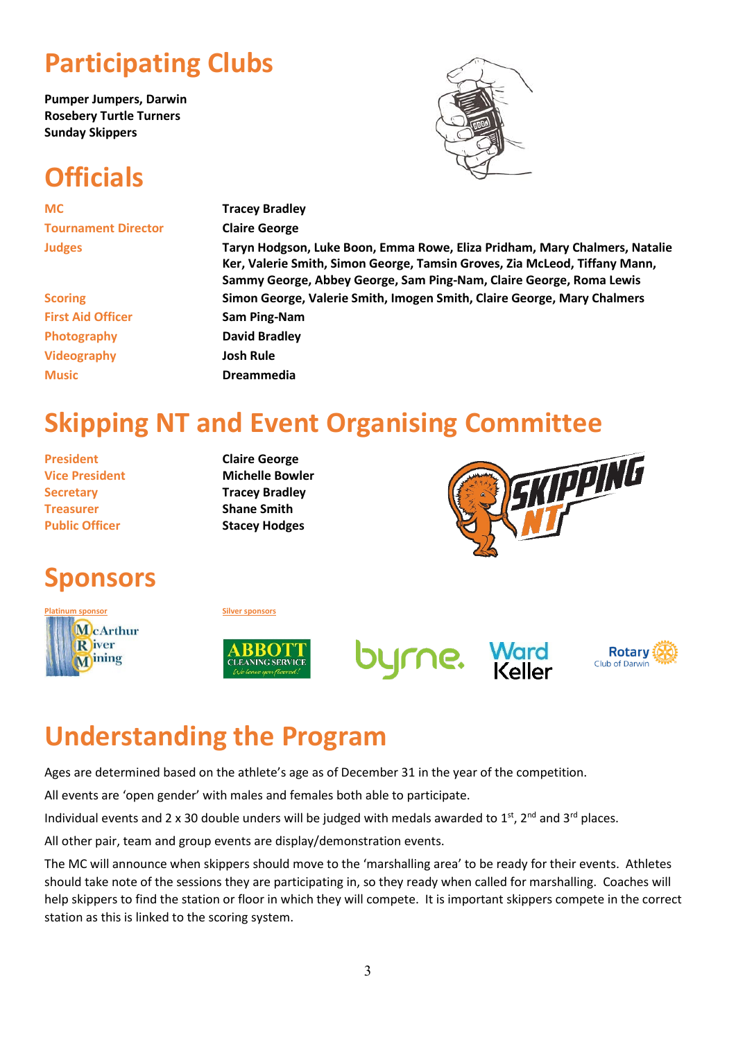# Participating Clubs

**Pumper Jumpers, Darwin**
**Rosebery Turtle Turners**
**Sunday Skippers**

# Officials

| | |
|---|---|
| MC | **Tracey Bradley** |
| Tournament Director | **Claire George** |
| Judges | **Taryn Hodgson, Luke Boon, Emma Rowe, Eliza Pridham, Mary Chalmers, Natalie Ker, Valerie Smith, Simon George, Tamsin Groves, Zia McLeod, Tiffany Mann, Sammy George, Abbey George, Sam Ping-Nam, Claire George, Roma Lewis** |
| Scoring | **Simon George, Valerie Smith, Imogen Smith, Claire George, Mary Chalmers** |
| First Aid Officer | **Sam Ping-Nam** |
| Photography | **David Bradley** |
| Videography | **Josh Rule** |
| Music | **Dreammedia** |

# Skipping NT and Event Organising Committee

| | |
|---|---|
| President | **Claire George** |
| Vice President | **Michelle Bowler** |
| Secretary | **Tracey Bradley** |
| Treasurer | **Shane Smith** |
| Public Officer | **Stacey Hodges** |

# Sponsors

Platinum sponsor

McArthur River Mining

Silver sponsors

ABBOTT CLEANING SERVICE *We leave you floored!*

byrne.

Ward Keller

Rotary Club of Darwin

# Understanding the Program

Ages are determined based on the athlete's age as of December 31 in the year of the competition.

All events are 'open gender' with males and females both able to participate.

Individual events and 2 x 30 double unders will be judged with medals awarded to 1st, 2nd and 3rd places.

All other pair, team and group events are display/demonstration events.

The MC will announce when skippers should move to the 'marshalling area' to be ready for their events. Athletes should take note of the sessions they are participating in, so they ready when called for marshalling. Coaches will help skippers to find the station or floor in which they will compete. It is important skippers compete in the correct station as this is linked to the scoring system.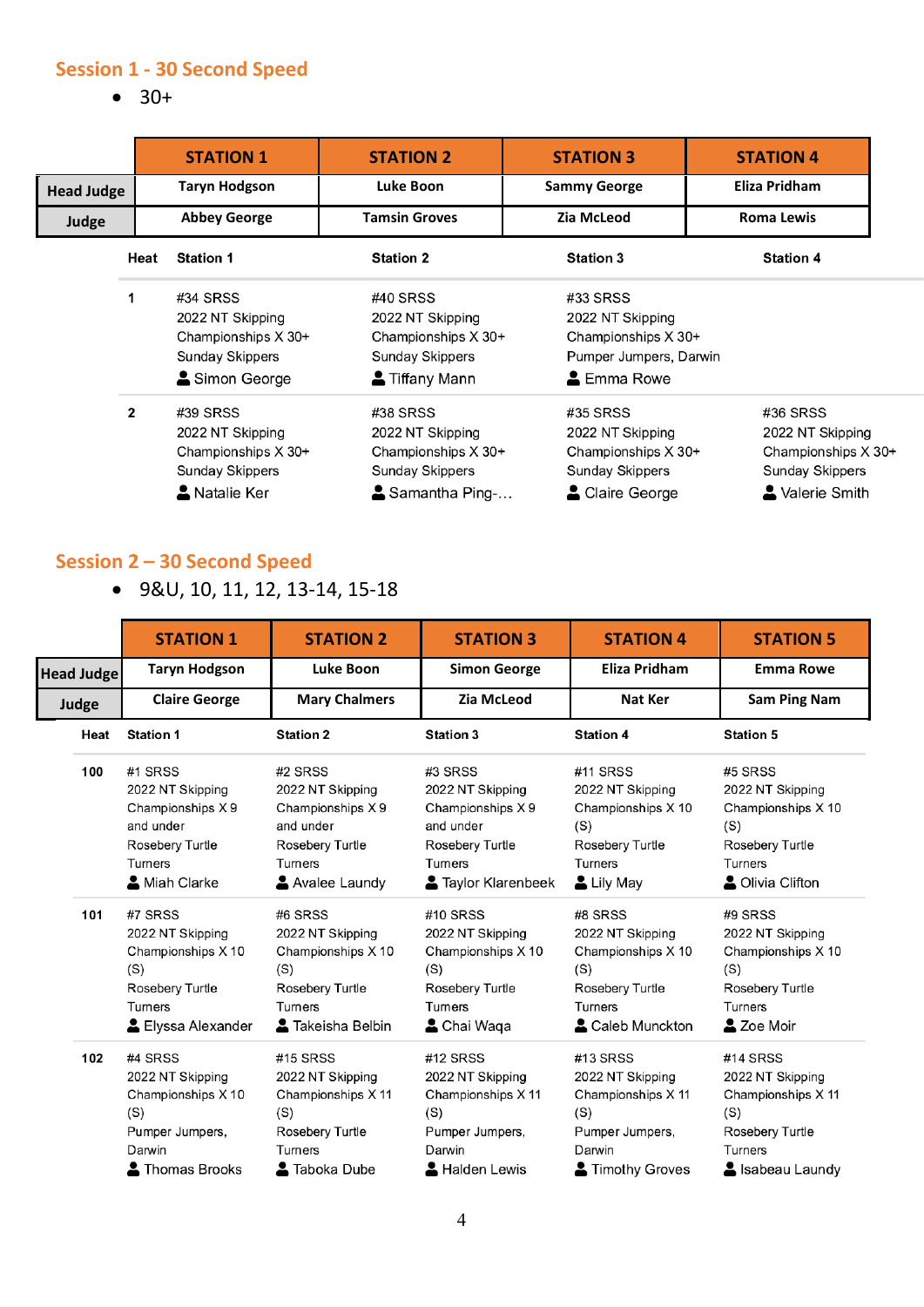## Session 1 - 30 Second Speed

- 30+

| | STATION 1 | STATION 2 | STATION 3 | STATION 4 |
|---|---|---|---|---|
| **Head Judge** | Taryn Hodgson | Luke Boon | Sammy George | Eliza Pridham |
| **Judge** | Abbey George | Tamsin Groves | Zia McLeod | Roma Lewis |

| Heat | Station 1 | Station 2 | Station 3 | Station 4 |
|---|---|---|---|---|
| 1 | #34 SRSS<br>2022 NT Skipping Championships X 30+<br>Sunday Skippers<br>Simon George | #40 SRSS<br>2022 NT Skipping Championships X 30+<br>Sunday Skippers<br>Tiffany Mann | #33 SRSS<br>2022 NT Skipping Championships X 30+<br>Pumper Jumpers, Darwin<br>Emma Rowe | |
| 2 | #39 SRSS<br>2022 NT Skipping Championships X 30+<br>Sunday Skippers<br>Natalie Ker | #38 SRSS<br>2022 NT Skipping Championships X 30+<br>Sunday Skippers<br>Samantha Ping-… | #35 SRSS<br>2022 NT Skipping Championships X 30+<br>Sunday Skippers<br>Claire George | #36 SRSS<br>2022 NT Skipping Championships X 30+<br>Sunday Skippers<br>Valerie Smith |

## Session 2 – 30 Second Speed

- 9&U, 10, 11, 12, 13-14, 15-18

| | STATION 1 | STATION 2 | STATION 3 | STATION 4 | STATION 5 |
|---|---|---|---|---|---|
| **Head Judge** | Taryn Hodgson | Luke Boon | Simon George | Eliza Pridham | Emma Rowe |
| **Judge** | Claire George | Mary Chalmers | Zia McLeod | Nat Ker | Sam Ping Nam |

| Heat | Station 1 | Station 2 | Station 3 | Station 4 | Station 5 |
|---|---|---|---|---|---|
| 100 | #1 SRSS<br>2022 NT Skipping Championships X 9 and under<br>Rosebery Turtle Turners<br>Miah Clarke | #2 SRSS<br>2022 NT Skipping Championships X 9 and under<br>Rosebery Turtle Turners<br>Avalee Laundy | #3 SRSS<br>2022 NT Skipping Championships X 9 and under<br>Rosebery Turtle Turners<br>Taylor Klarenbeek | #11 SRSS<br>2022 NT Skipping Championships X 10 (S)<br>Rosebery Turtle Turners<br>Lily May | #5 SRSS<br>2022 NT Skipping Championships X 10 (S)<br>Rosebery Turtle Turners<br>Olivia Clifton |
| 101 | #7 SRSS<br>2022 NT Skipping Championships X 10 (S)<br>Rosebery Turtle Turners<br>Elyssa Alexander | #6 SRSS<br>2022 NT Skipping Championships X 10 (S)<br>Rosebery Turtle Turners<br>Takeisha Belbin | #10 SRSS<br>2022 NT Skipping Championships X 10 (S)<br>Rosebery Turtle Turners<br>Chai Waqa | #8 SRSS<br>2022 NT Skipping Championships X 10 (S)<br>Rosebery Turtle Turners<br>Caleb Munckton | #9 SRSS<br>2022 NT Skipping Championships X 10 (S)<br>Rosebery Turtle Turners<br>Zoe Moir |
| 102 | #4 SRSS<br>2022 NT Skipping Championships X 10 (S)<br>Pumper Jumpers, Darwin<br>Thomas Brooks | #15 SRSS<br>2022 NT Skipping Championships X 11 (S)<br>Rosebery Turtle Turners<br>Taboka Dube | #12 SRSS<br>2022 NT Skipping Championships X 11 (S)<br>Pumper Jumpers, Darwin<br>Halden Lewis | #13 SRSS<br>2022 NT Skipping Championships X 11 (S)<br>Pumper Jumpers, Darwin<br>Timothy Groves | #14 SRSS<br>2022 NT Skipping Championships X 11 (S)<br>Rosebery Turtle Turners<br>Isabeau Laundy |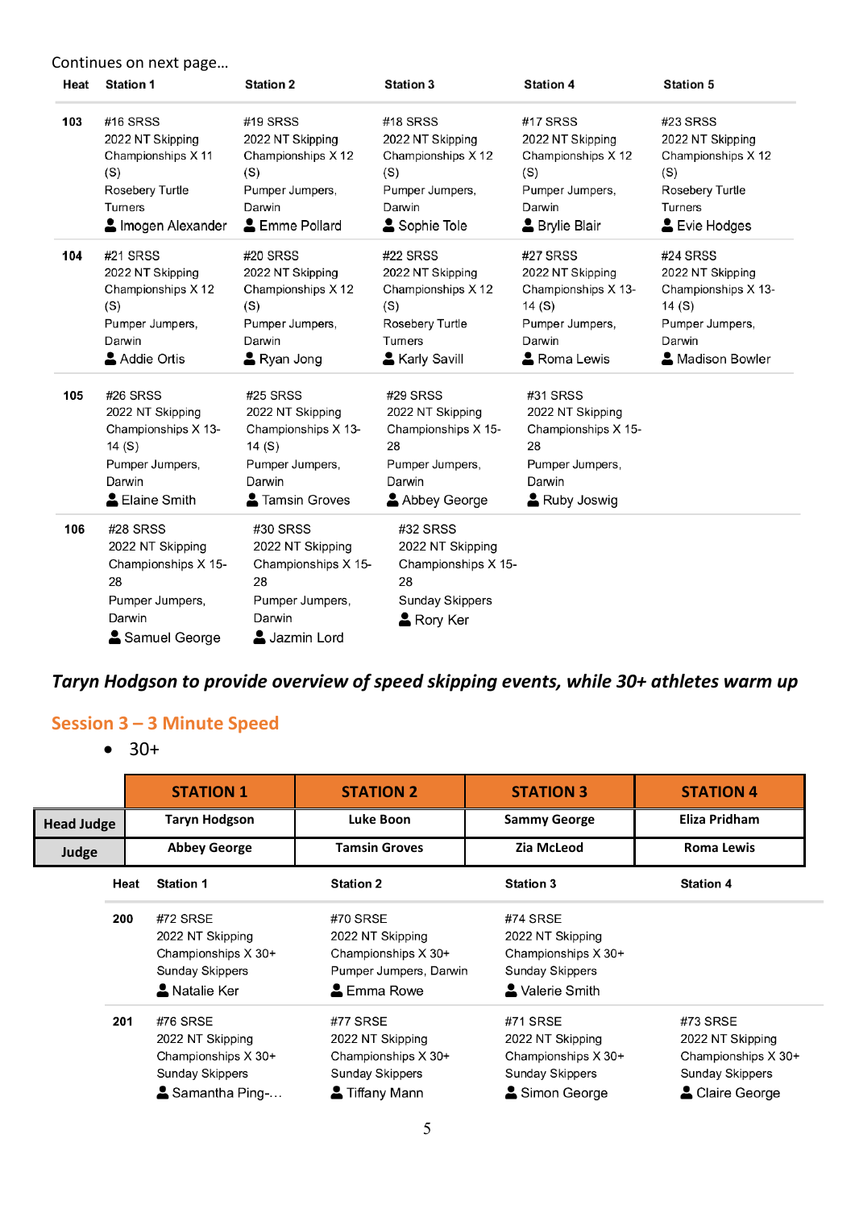Continues on next page…

| Heat | Station 1 | Station 2 | Station 3 | Station 4 | Station 5 |
|---|---|---|---|---|---|
| 103 | #16 SRSS 2022 NT Skipping Championships X 11 (S) Rosebery Turtle Turners Imogen Alexander | #19 SRSS 2022 NT Skipping Championships X 12 (S) Pumper Jumpers, Darwin Emme Pollard | #18 SRSS 2022 NT Skipping Championships X 12 (S) Pumper Jumpers, Darwin Sophie Tole | #17 SRSS 2022 NT Skipping Championships X 12 (S) Pumper Jumpers, Darwin Brylie Blair | #23 SRSS 2022 NT Skipping Championships X 12 (S) Rosebery Turtle Turners Evie Hodges |
| 104 | #21 SRSS 2022 NT Skipping Championships X 12 (S) Pumper Jumpers, Darwin Addie Ortis | #20 SRSS 2022 NT Skipping Championships X 12 (S) Pumper Jumpers, Darwin Ryan Jong | #22 SRSS 2022 NT Skipping Championships X 12 (S) Rosebery Turtle Turners Karly Savill | #27 SRSS 2022 NT Skipping Championships X 13-14 (S) Pumper Jumpers, Darwin Roma Lewis | #24 SRSS 2022 NT Skipping Championships X 13-14 (S) Pumper Jumpers, Darwin Madison Bowler |
| 105 | #26 SRSS 2022 NT Skipping Championships X 13-14 (S) Pumper Jumpers, Darwin Elaine Smith | #25 SRSS 2022 NT Skipping Championships X 13-14 (S) Pumper Jumpers, Darwin Tamsin Groves | #29 SRSS 2022 NT Skipping Championships X 15-28 Pumper Jumpers, Darwin Abbey George | #31 SRSS 2022 NT Skipping Championships X 15-28 Pumper Jumpers, Darwin Ruby Joswig | |
| 106 | #28 SRSS 2022 NT Skipping Championships X 15-28 Pumper Jumpers, Darwin Samuel George | #30 SRSS 2022 NT Skipping Championships X 15-28 Pumper Jumpers, Darwin Jazmin Lord | #32 SRSS 2022 NT Skipping Championships X 15-28 Sunday Skippers Rory Ker | | |

***Taryn Hodgson to provide overview of speed skipping events, while 30+ athletes warm up***

## Session 3 – 3 Minute Speed

- 30+

| | STATION 1 | STATION 2 | STATION 3 | STATION 4 |
|---|---|---|---|---|
| **Head Judge** | **Taryn Hodgson** | **Luke Boon** | **Sammy George** | **Eliza Pridham** |
| **Judge** | **Abbey George** | **Tamsin Groves** | **Zia McLeod** | **Roma Lewis** |

| Heat | Station 1 | Station 2 | Station 3 | Station 4 |
|---|---|---|---|---|
| 200 | #72 SRSE 2022 NT Skipping Championships X 30+ Sunday Skippers Natalie Ker | #70 SRSE 2022 NT Skipping Championships X 30+ Pumper Jumpers, Darwin Emma Rowe | #74 SRSE 2022 NT Skipping Championships X 30+ Sunday Skippers Valerie Smith | |
| 201 | #76 SRSE 2022 NT Skipping Championships X 30+ Sunday Skippers Samantha Ping-… | #77 SRSE 2022 NT Skipping Championships X 30+ Sunday Skippers Tiffany Mann | #71 SRSE 2022 NT Skipping Championships X 30+ Sunday Skippers Simon George | #73 SRSE 2022 NT Skipping Championships X 30+ Sunday Skippers Claire George |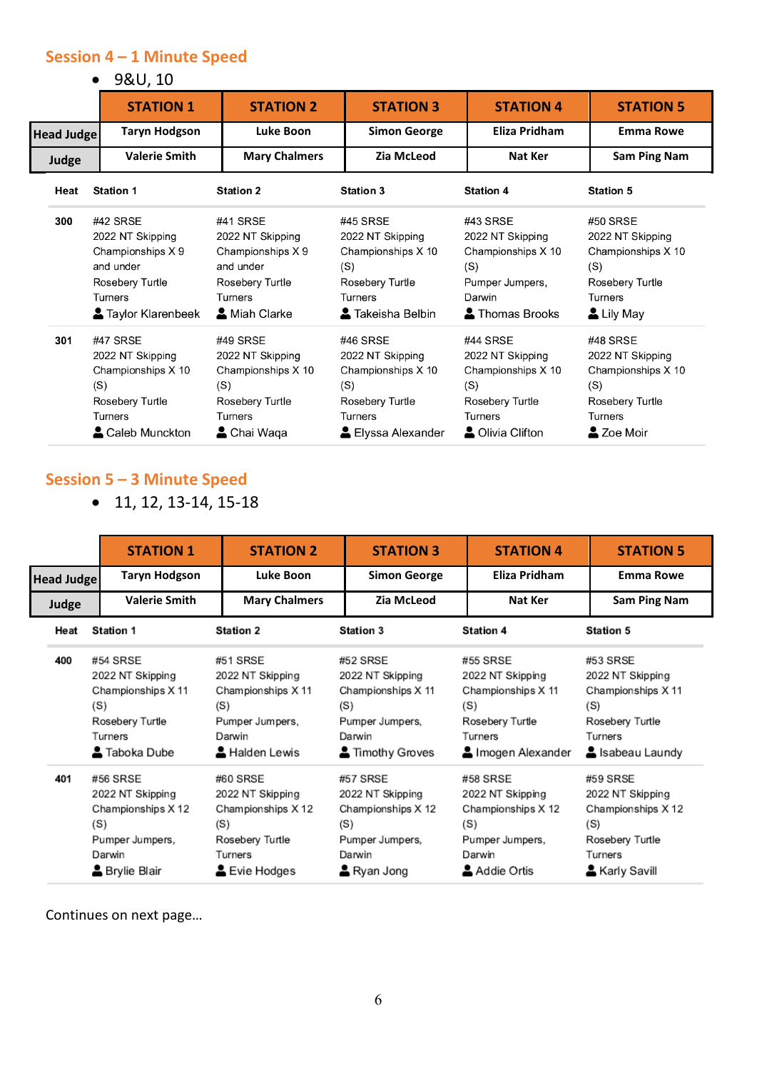## Session 4 – 1 Minute Speed

- 9&U, 10

| | STATION 1 | STATION 2 | STATION 3 | STATION 4 | STATION 5 |
|---|---|---|---|---|---|
| Head Judge | Taryn Hodgson | Luke Boon | Simon George | Eliza Pridham | Emma Rowe |
| Judge | Valerie Smith | Mary Chalmers | Zia McLeod | Nat Ker | Sam Ping Nam |

| Heat | Station 1 | Station 2 | Station 3 | Station 4 | Station 5 |
|---|---|---|---|---|---|
| 300 | #42 SRSE 2022 NT Skipping Championships X 9 and under Rosebery Turtle Turners Taylor Klarenbeek | #41 SRSE 2022 NT Skipping Championships X 9 and under Rosebery Turtle Turners Miah Clarke | #45 SRSE 2022 NT Skipping Championships X 10 (S) Rosebery Turtle Turners Takeisha Belbin | #43 SRSE 2022 NT Skipping Championships X 10 (S) Pumper Jumpers, Darwin Thomas Brooks | #50 SRSE 2022 NT Skipping Championships X 10 (S) Rosebery Turtle Turners Lily May |
| 301 | #47 SRSE 2022 NT Skipping Championships X 10 (S) Rosebery Turtle Turners Caleb Munckton | #49 SRSE 2022 NT Skipping Championships X 10 (S) Rosebery Turtle Turners Chai Waqa | #46 SRSE 2022 NT Skipping Championships X 10 (S) Rosebery Turtle Turners Elyssa Alexander | #44 SRSE 2022 NT Skipping Championships X 10 (S) Rosebery Turtle Turners Olivia Clifton | #48 SRSE 2022 NT Skipping Championships X 10 (S) Rosebery Turtle Turners Zoe Moir |

## Session 5 – 3 Minute Speed

- 11, 12, 13-14, 15-18

| | STATION 1 | STATION 2 | STATION 3 | STATION 4 | STATION 5 |
|---|---|---|---|---|---|
| Head Judge | Taryn Hodgson | Luke Boon | Simon George | Eliza Pridham | Emma Rowe |
| Judge | Valerie Smith | Mary Chalmers | Zia McLeod | Nat Ker | Sam Ping Nam |

| Heat | Station 1 | Station 2 | Station 3 | Station 4 | Station 5 |
|---|---|---|---|---|---|
| 400 | #54 SRSE 2022 NT Skipping Championships X 11 (S) Rosebery Turtle Turners Taboka Dube | #51 SRSE 2022 NT Skipping Championships X 11 (S) Pumper Jumpers, Darwin Halden Lewis | #52 SRSE 2022 NT Skipping Championships X 11 (S) Pumper Jumpers, Darwin Timothy Groves | #55 SRSE 2022 NT Skipping Championships X 11 (S) Rosebery Turtle Turners Imogen Alexander | #53 SRSE 2022 NT Skipping Championships X 11 (S) Rosebery Turtle Turners Isabeau Laundy |
| 401 | #56 SRSE 2022 NT Skipping Championships X 12 (S) Pumper Jumpers, Darwin Brylie Blair | #60 SRSE 2022 NT Skipping Championships X 12 (S) Rosebery Turtle Turners Evie Hodges | #57 SRSE 2022 NT Skipping Championships X 12 (S) Pumper Jumpers, Darwin Ryan Jong | #58 SRSE 2022 NT Skipping Championships X 12 (S) Pumper Jumpers, Darwin Addie Ortis | #59 SRSE 2022 NT Skipping Championships X 12 (S) Rosebery Turtle Turners Karly Savill |

Continues on next page…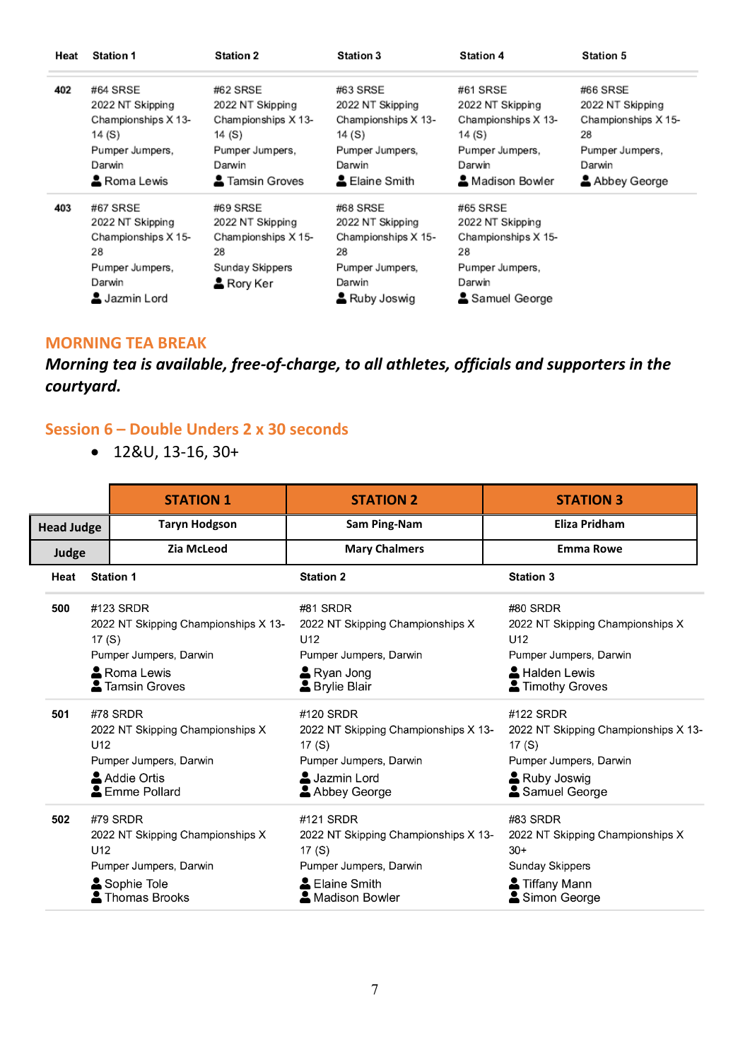| Heat | Station 1 | Station 2 | Station 3 | Station 4 | Station 5 |
|---|---|---|---|---|---|
| 402 | #64 SRSE 2022 NT Skipping Championships X 13-14 (S) Pumper Jumpers, Darwin Roma Lewis | #62 SRSE 2022 NT Skipping Championships X 13-14 (S) Pumper Jumpers, Darwin Tamsin Groves | #63 SRSE 2022 NT Skipping Championships X 13-14 (S) Pumper Jumpers, Darwin Elaine Smith | #61 SRSE 2022 NT Skipping Championships X 13-14 (S) Pumper Jumpers, Darwin Madison Bowler | #66 SRSE 2022 NT Skipping Championships X 15-28 Pumper Jumpers, Darwin Abbey George |
| 403 | #67 SRSE 2022 NT Skipping Championships X 15-28 Pumper Jumpers, Darwin Jazmin Lord | #69 SRSE 2022 NT Skipping Championships X 15-28 Sunday Skippers Rory Ker | #68 SRSE 2022 NT Skipping Championships X 15-28 Pumper Jumpers, Darwin Ruby Joswig | #65 SRSE 2022 NT Skipping Championships X 15-28 Pumper Jumpers, Darwin Samuel George | |

## MORNING TEA BREAK

***Morning tea is available, free-of-charge, to all athletes, officials and supporters in the courtyard.***

## Session 6 – Double Unders 2 x 30 seconds

- 12&U, 13-16, 30+

| | STATION 1 | STATION 2 | STATION 3 |
|---|---|---|---|
| **Head Judge** | Taryn Hodgson | Sam Ping-Nam | Eliza Pridham |
| **Judge** | Zia McLeod | Mary Chalmers | Emma Rowe |

| Heat | Station 1 | Station 2 | Station 3 |
|---|---|---|---|
| 500 | #123 SRDR 2022 NT Skipping Championships X 13-17 (S) Pumper Jumpers, Darwin Roma Lewis Tamsin Groves | #81 SRDR 2022 NT Skipping Championships X U12 Pumper Jumpers, Darwin Ryan Jong Brylie Blair | #80 SRDR 2022 NT Skipping Championships X U12 Pumper Jumpers, Darwin Halden Lewis Timothy Groves |
| 501 | #78 SRDR 2022 NT Skipping Championships X U12 Pumper Jumpers, Darwin Addie Ortis Emme Pollard | #120 SRDR 2022 NT Skipping Championships X 13-17 (S) Pumper Jumpers, Darwin Jazmin Lord Abbey George | #122 SRDR 2022 NT Skipping Championships X 13-17 (S) Pumper Jumpers, Darwin Ruby Joswig Samuel George |
| 502 | #79 SRDR 2022 NT Skipping Championships X U12 Pumper Jumpers, Darwin Sophie Tole Thomas Brooks | #121 SRDR 2022 NT Skipping Championships X 13-17 (S) Pumper Jumpers, Darwin Elaine Smith Madison Bowler | #83 SRDR 2022 NT Skipping Championships X 30+ Sunday Skippers Tiffany Mann Simon George |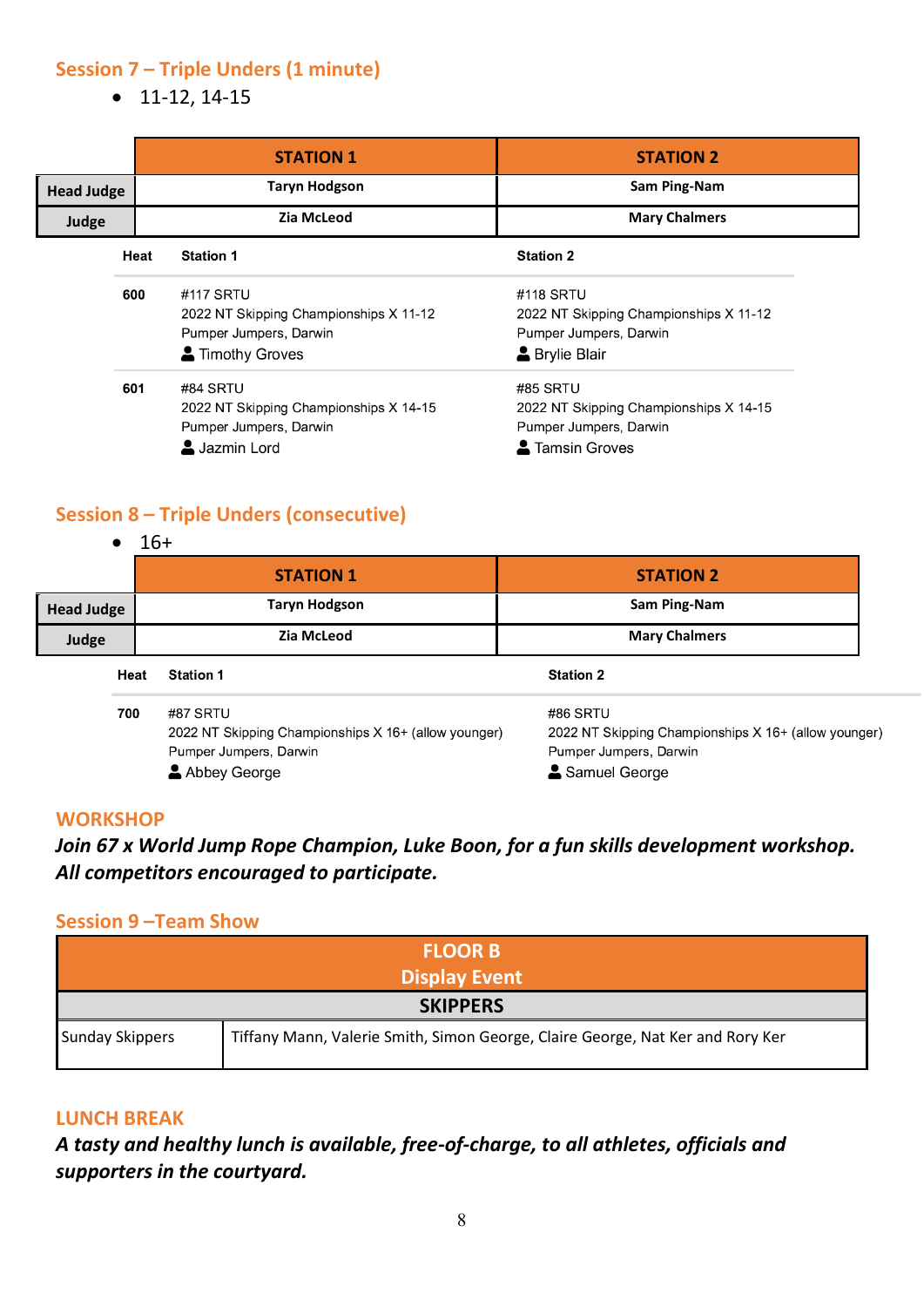## Session 7 – Triple Unders (1 minute)

- 11-12, 14-15

| | STATION 1 | STATION 2 |
|---|---|---|
| Head Judge | Taryn Hodgson | Sam Ping-Nam |
| Judge | Zia McLeod | Mary Chalmers |

| Heat | Station 1 | Station 2 |
|---|---|---|
| 600 | #117 SRTU<br>2022 NT Skipping Championships X 11-12<br>Pumper Jumpers, Darwin<br>Timothy Groves | #118 SRTU<br>2022 NT Skipping Championships X 11-12<br>Pumper Jumpers, Darwin<br>Brylie Blair |
| 601 | #84 SRTU<br>2022 NT Skipping Championships X 14-15<br>Pumper Jumpers, Darwin<br>Jazmin Lord | #85 SRTU<br>2022 NT Skipping Championships X 14-15<br>Pumper Jumpers, Darwin<br>Tamsin Groves |

## Session 8 – Triple Unders (consecutive)

- 16+

| | STATION 1 | STATION 2 |
|---|---|---|
| Head Judge | Taryn Hodgson | Sam Ping-Nam |
| Judge | Zia McLeod | Mary Chalmers |

| Heat | Station 1 | Station 2 |
|---|---|---|
| 700 | #87 SRTU<br>2022 NT Skipping Championships X 16+ (allow younger)<br>Pumper Jumpers, Darwin<br>Abbey George | #86 SRTU<br>2022 NT Skipping Championships X 16+ (allow younger)<br>Pumper Jumpers, Darwin<br>Samuel George |

## WORKSHOP

***Join 67 x World Jump Rope Champion, Luke Boon, for a fun skills development workshop. All competitors encouraged to participate.***

## Session 9 –Team Show

| FLOOR B<br>Display Event | |
|---|---|
| **SKIPPERS** | |
| Sunday Skippers | Tiffany Mann, Valerie Smith, Simon George, Claire George, Nat Ker and Rory Ker |

## LUNCH BREAK

***A tasty and healthy lunch is available, free-of-charge, to all athletes, officials and supporters in the courtyard.***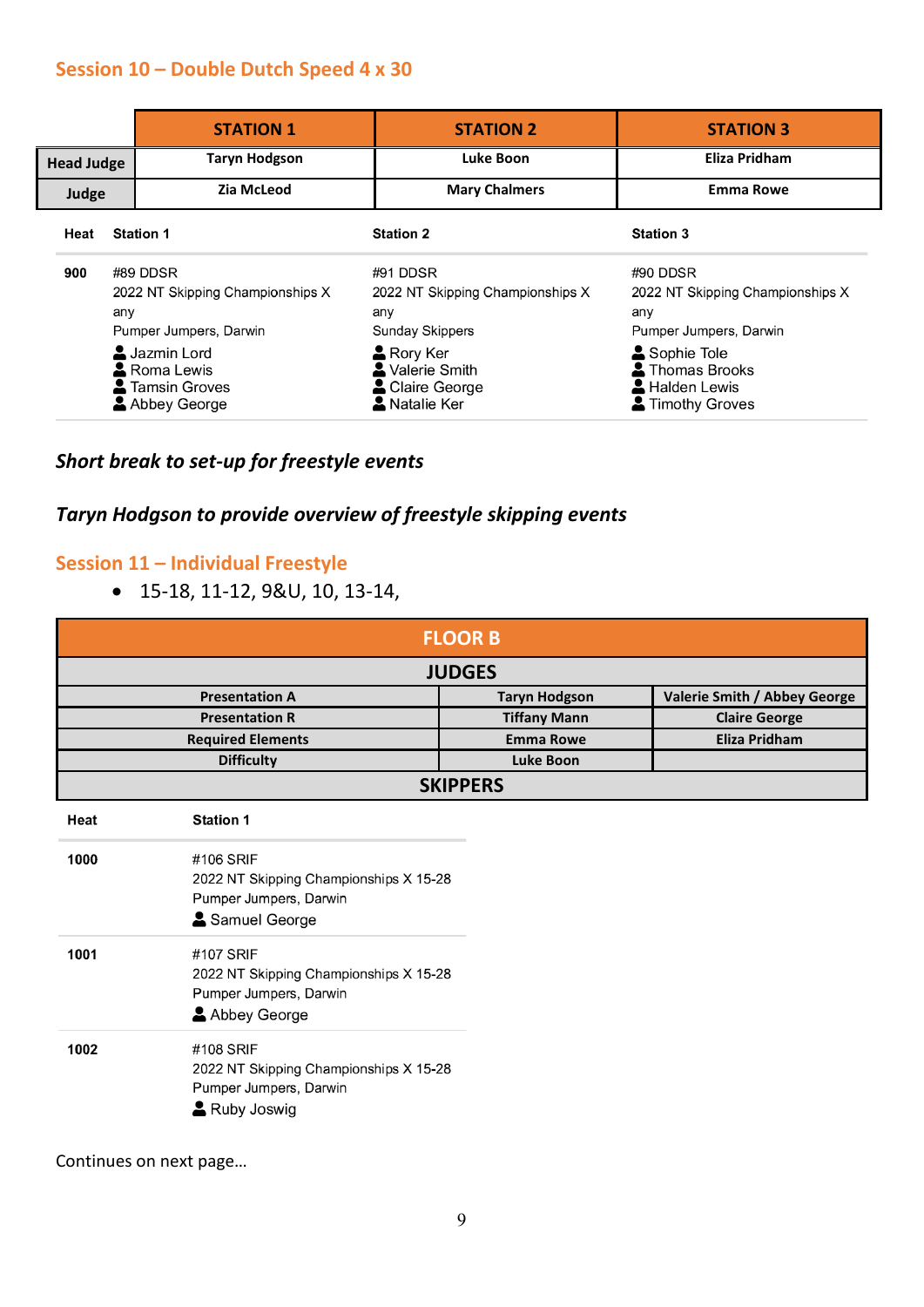## Session 10 – Double Dutch Speed 4 x 30

| | STATION 1 | STATION 2 | STATION 3 |
|---|---|---|---|
| **Head Judge** | Taryn Hodgson | Luke Boon | Eliza Pridham |
| **Judge** | Zia McLeod | Mary Chalmers | Emma Rowe |

| Heat | Station 1 | Station 2 | Station 3 |
|---|---|---|---|
| **900** | #89 DDSR<br>2022 NT Skipping Championships X any<br>Pumper Jumpers, Darwin<br>Jazmin Lord<br>Roma Lewis<br>Tamsin Groves<br>Abbey George | #91 DDSR<br>2022 NT Skipping Championships X any<br>Sunday Skippers<br>Rory Ker<br>Valerie Smith<br>Claire George<br>Natalie Ker | #90 DDSR<br>2022 NT Skipping Championships X any<br>Pumper Jumpers, Darwin<br>Sophie Tole<br>Thomas Brooks<br>Halden Lewis<br>Timothy Groves |

***Short break to set-up for freestyle events***

***Taryn Hodgson to provide overview of freestyle skipping events***

## Session 11 – Individual Freestyle

- 15-18, 11-12, 9&U, 10, 13-14,

| FLOOR B | | |
|---|---|---|
| **JUDGES** | | |
| Presentation A | Taryn Hodgson | Valerie Smith / Abbey George |
| Presentation R | Tiffany Mann | Claire George |
| Required Elements | Emma Rowe | Eliza Pridham |
| Difficulty | Luke Boon | |
| **SKIPPERS** | | |

| Heat | Station 1 |
|---|---|
| **1000** | #106 SRIF<br>2022 NT Skipping Championships X 15-28<br>Pumper Jumpers, Darwin<br>Samuel George |
| **1001** | #107 SRIF<br>2022 NT Skipping Championships X 15-28<br>Pumper Jumpers, Darwin<br>Abbey George |
| **1002** | #108 SRIF<br>2022 NT Skipping Championships X 15-28<br>Pumper Jumpers, Darwin<br>Ruby Joswig |

Continues on next page…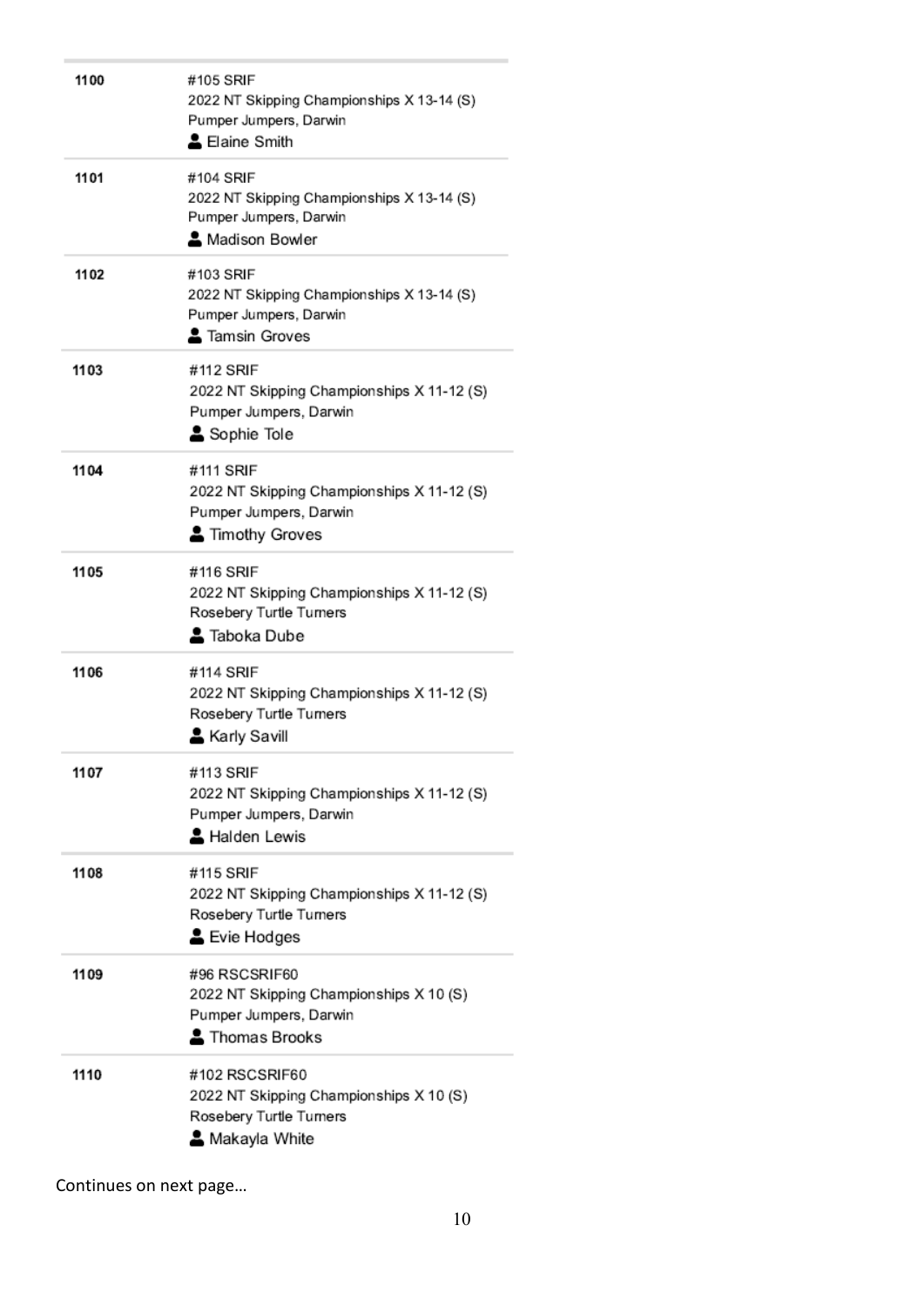| | |
|---|---|
| 1100 | #105 SRIF<br>2022 NT Skipping Championships X 13-14 (S)<br>Pumper Jumpers, Darwin<br>Elaine Smith |
| 1101 | #104 SRIF<br>2022 NT Skipping Championships X 13-14 (S)<br>Pumper Jumpers, Darwin<br>Madison Bowler |
| 1102 | #103 SRIF<br>2022 NT Skipping Championships X 13-14 (S)<br>Pumper Jumpers, Darwin<br>Tamsin Groves |
| 1103 | #112 SRIF<br>2022 NT Skipping Championships X 11-12 (S)<br>Pumper Jumpers, Darwin<br>Sophie Tole |
| 1104 | #111 SRIF<br>2022 NT Skipping Championships X 11-12 (S)<br>Pumper Jumpers, Darwin<br>Timothy Groves |
| 1105 | #116 SRIF<br>2022 NT Skipping Championships X 11-12 (S)<br>Rosebery Turtle Turners<br>Taboka Dube |
| 1106 | #114 SRIF<br>2022 NT Skipping Championships X 11-12 (S)<br>Rosebery Turtle Turners<br>Karly Savill |
| 1107 | #113 SRIF<br>2022 NT Skipping Championships X 11-12 (S)<br>Pumper Jumpers, Darwin<br>Halden Lewis |
| 1108 | #115 SRIF<br>2022 NT Skipping Championships X 11-12 (S)<br>Rosebery Turtle Turners<br>Evie Hodges |
| 1109 | #96 RSCSRIF60<br>2022 NT Skipping Championships X 10 (S)<br>Pumper Jumpers, Darwin<br>Thomas Brooks |
| 1110 | #102 RSCSRIF60<br>2022 NT Skipping Championships X 10 (S)<br>Rosebery Turtle Turners<br>Makayla White |

Continues on next page…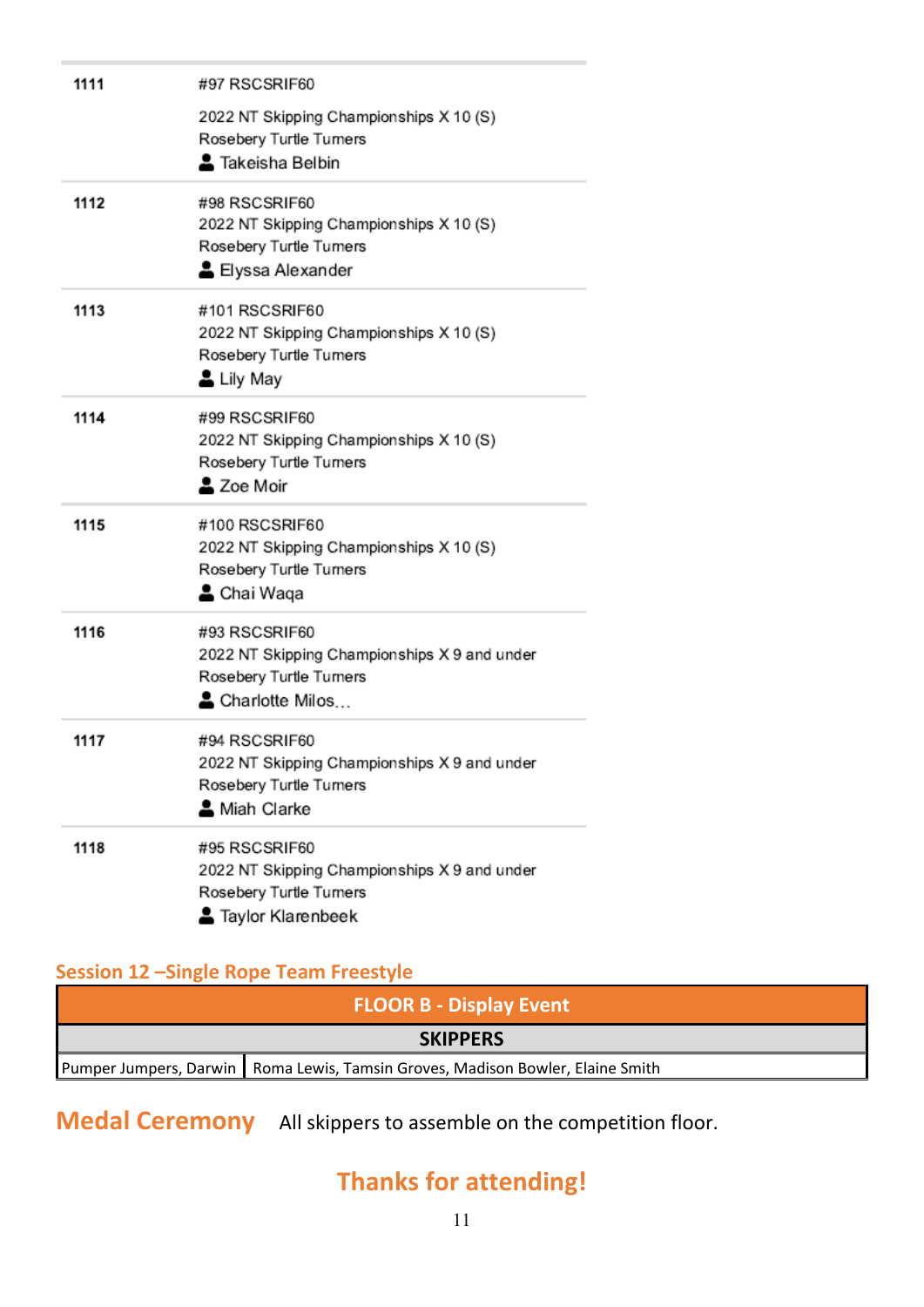| | |
|---|---|
| 1111 | #97 RSCSRIF60<br>2022 NT Skipping Championships X 10 (S)<br>Rosebery Turtle Turners<br>Takeisha Belbin |
| 1112 | #98 RSCSRIF60<br>2022 NT Skipping Championships X 10 (S)<br>Rosebery Turtle Turners<br>Elyssa Alexander |
| 1113 | #101 RSCSRIF60<br>2022 NT Skipping Championships X 10 (S)<br>Rosebery Turtle Turners<br>Lily May |
| 1114 | #99 RSCSRIF60<br>2022 NT Skipping Championships X 10 (S)<br>Rosebery Turtle Turners<br>Zoe Moir |
| 1115 | #100 RSCSRIF60<br>2022 NT Skipping Championships X 10 (S)<br>Rosebery Turtle Turners<br>Chai Waqa |
| 1116 | #93 RSCSRIF60<br>2022 NT Skipping Championships X 9 and under<br>Rosebery Turtle Turners<br>Charlotte Milos... |
| 1117 | #94 RSCSRIF60<br>2022 NT Skipping Championships X 9 and under<br>Rosebery Turtle Turners<br>Miah Clarke |
| 1118 | #95 RSCSRIF60<br>2022 NT Skipping Championships X 9 and under<br>Rosebery Turtle Turners<br>Taylor Klarenbeek |

## Session 12 –Single Rope Team Freestyle

| FLOOR B - Display Event | |
|---|---|
| **SKIPPERS** | |
| Pumper Jumpers, Darwin | Roma Lewis, Tamsin Groves, Madison Bowler, Elaine Smith |

## Medal Ceremony

All skippers to assemble on the competition floor.

## Thanks for attending!